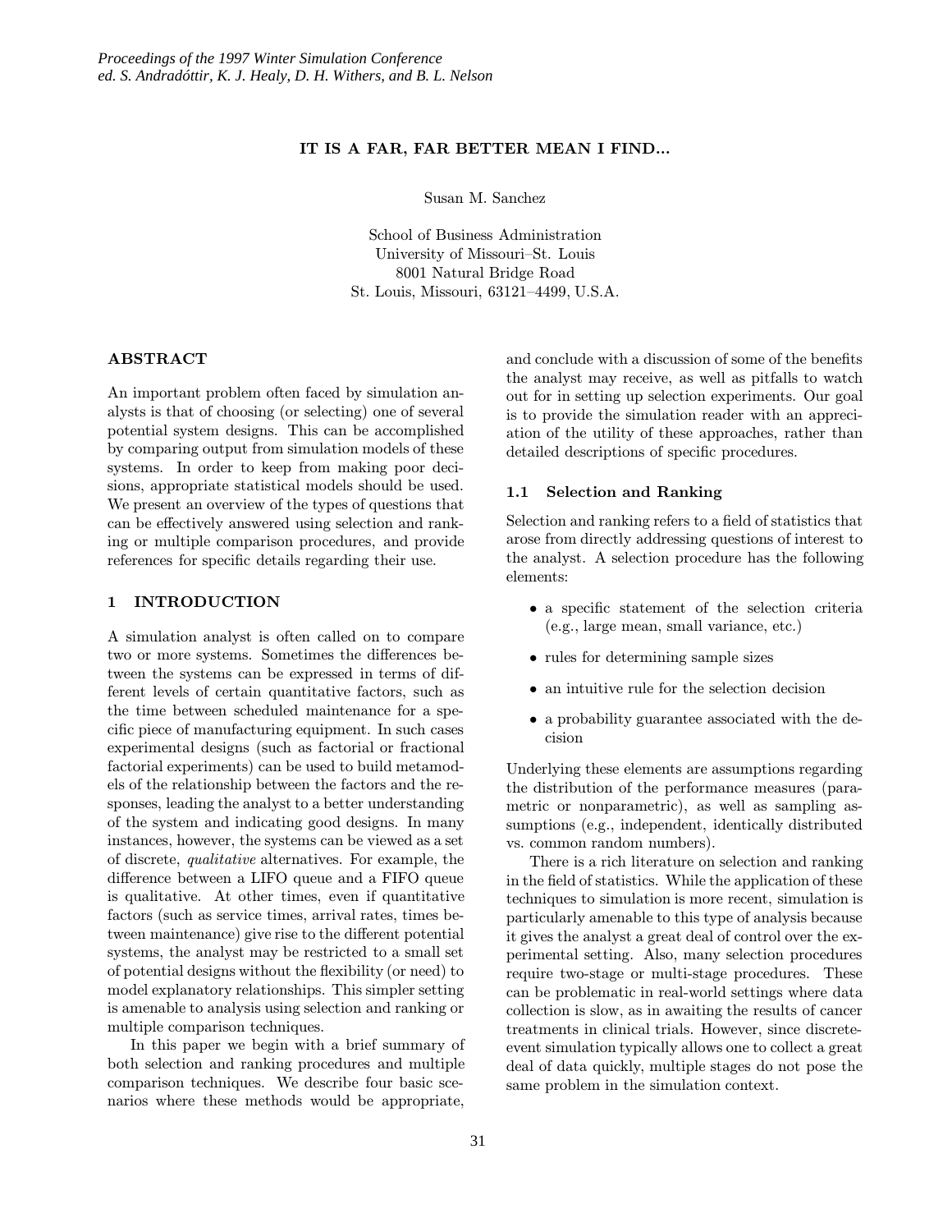# IT IS A FAR, FAR BETTER MEAN I FIND...

Susan M. Sanchez

School of Business Administration
University of Missouri–St. Louis
8001 Natural Bridge Road
St. Louis, Missouri, 63121–4499, U.S.A.

## ABSTRACT

An important problem often faced by simulation analysts is that of choosing (or selecting) one of several potential system designs. This can be accomplished by comparing output from simulation models of these systems. In order to keep from making poor decisions, appropriate statistical models should be used. We present an overview of the types of questions that can be effectively answered using selection and ranking or multiple comparison procedures, and provide references for specific details regarding their use.

## 1 INTRODUCTION

A simulation analyst is often called on to compare two or more systems. Sometimes the differences between the systems can be expressed in terms of different levels of certain quantitative factors, such as the time between scheduled maintenance for a specific piece of manufacturing equipment. In such cases experimental designs (such as factorial or fractional factorial experiments) can be used to build metamodels of the relationship between the factors and the responses, leading the analyst to a better understanding of the system and indicating good designs. In many instances, however, the systems can be viewed as a set of discrete, *qualitative* alternatives. For example, the difference between a LIFO queue and a FIFO queue is qualitative. At other times, even if quantitative factors (such as service times, arrival rates, times between maintenance) give rise to the different potential systems, the analyst may be restricted to a small set of potential designs without the flexibility (or need) to model explanatory relationships. This simpler setting is amenable to analysis using selection and ranking or multiple comparison techniques.

In this paper we begin with a brief summary of both selection and ranking procedures and multiple comparison techniques. We describe four basic scenarios where these methods would be appropriate, and conclude with a discussion of some of the benefits the analyst may receive, as well as pitfalls to watch out for in setting up selection experiments. Our goal is to provide the simulation reader with an appreciation of the utility of these approaches, rather than detailed descriptions of specific procedures.

### 1.1 Selection and Ranking

Selection and ranking refers to a field of statistics that arose from directly addressing questions of interest to the analyst. A selection procedure has the following elements:

- a specific statement of the selection criteria (e.g., large mean, small variance, etc.)
- rules for determining sample sizes
- an intuitive rule for the selection decision
- a probability guarantee associated with the decision

Underlying these elements are assumptions regarding the distribution of the performance measures (parametric or nonparametric), as well as sampling assumptions (e.g., independent, identically distributed vs. common random numbers).

There is a rich literature on selection and ranking in the field of statistics. While the application of these techniques to simulation is more recent, simulation is particularly amenable to this type of analysis because it gives the analyst a great deal of control over the experimental setting. Also, many selection procedures require two-stage or multi-stage procedures. These can be problematic in real-world settings where data collection is slow, as in awaiting the results of cancer treatments in clinical trials. However, since discrete-event simulation typically allows one to collect a great deal of data quickly, multiple stages do not pose the same problem in the simulation context.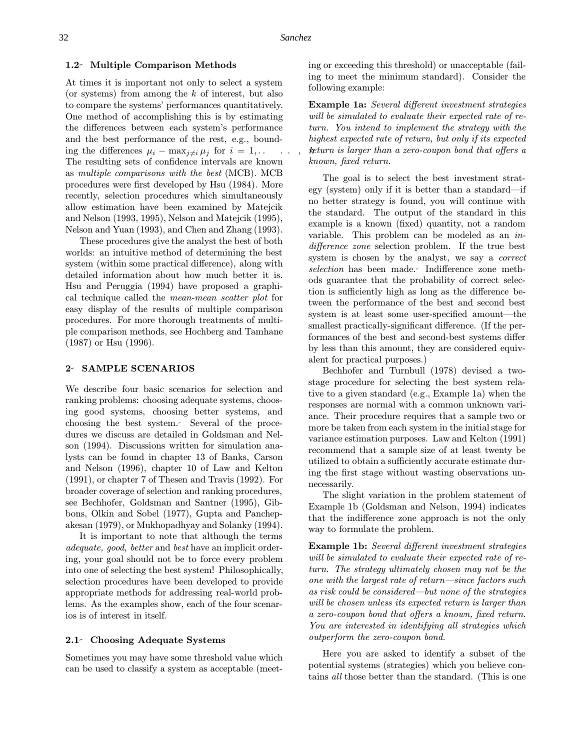### 1.2 Multiple Comparison Methods

At times it is important not only to select a system (or systems) from among the $k$ of interest, but also to compare the systems' performances quantitatively. One method of accomplishing this is by estimating the differences between each system's performance and the best performance of the rest, e.g., bounding the differences $\mu_i - \max_{j \neq i} \mu_j$ for $i = 1, \ldots, k$. The resulting sets of confidence intervals are known as *multiple comparisons with the best* (MCB). MCB procedures were first developed by Hsu (1984). More recently, selection procedures which simultaneously allow estimation have been examined by Matejcik and Nelson (1993, 1995), Nelson and Matejcik (1995), Nelson and Yuan (1993), and Chen and Zhang (1993).

These procedures give the analyst the best of both worlds: an intuitive method of determining the best system (within some practical difference), along with detailed information about how much better it is. Hsu and Peruggia (1994) have proposed a graphical technique called the *mean-mean scatter plot* for easy display of the results of multiple comparison procedures. For more thorough treatments of multiple comparison methods, see Hochberg and Tamhane (1987) or Hsu (1996).

## 2 SAMPLE SCENARIOS

We describe four basic scenarios for selection and ranking problems: choosing adequate systems, choosing good systems, choosing better systems, and choosing the best system. Several of the procedures we discuss are detailed in Goldsman and Nelson (1994). Discussions written for simulation analysts can be found in chapter 13 of Banks, Carson and Nelson (1996), chapter 10 of Law and Kelton (1991), or chapter 7 of Thesen and Travis (1992). For broader coverage of selection and ranking procedures, see Bechhofer, Goldsman and Santner (1995), Gibbons, Olkin and Sobel (1977), Gupta and Panchepakesan (1979), or Mukhopadhyay and Solanky (1994).

It is important to note that although the terms *adequate, good, better* and *best* have an implicit ordering, your goal should not be to force every problem into one of selecting the best system! Philosophically, selection procedures have been developed to provide appropriate methods for addressing real-world problems. As the examples show, each of the four scenarios is of interest in itself.

### 2.1 Choosing Adequate Systems

Sometimes you may have some threshold value which can be used to classify a system as acceptable (meeting or exceeding this threshold) or unacceptable (failing to meet the minimum standard). Consider the following example:

**Example 1a:** *Several different investment strategies will be simulated to evaluate their expected rate of return. You intend to implement the strategy with the highest expected rate of return, but only if its expected return is larger than a zero-coupon bond that offers a known, fixed return.*

The goal is to select the best investment strategy (system) only if it is better than a standard—if no better strategy is found, you will continue with the standard. The output of the standard in this example is a known (fixed) quantity, not a random variable. This problem can be modeled as an *indifference zone* selection problem. If the true best system is chosen by the analyst, we say a *correct selection* has been made. Indifference zone methods guarantee that the probability of correct selection is sufficiently high as long as the difference between the performance of the best and second best system is at least some user-specified amount—the smallest practically-significant difference. (If the performances of the best and second-best systems differ by less than this amount, they are considered equivalent for practical purposes.)

Bechhofer and Turnbull (1978) devised a two-stage procedure for selecting the best system relative to a given standard (e.g., Example 1a) when the responses are normal with a common unknown variance. Their procedure requires that a sample two or more be taken from each system in the initial stage for variance estimation purposes. Law and Kelton (1991) recommend that a sample size of at least twenty be utilized to obtain a sufficiently accurate estimate during the first stage without wasting observations unnecessarily.

The slight variation in the problem statement of Example 1b (Goldsman and Nelson, 1994) indicates that the indifference zone approach is not the only way to formulate the problem.

**Example 1b:** *Several different investment strategies will be simulated to evaluate their expected rate of return. The strategy ultimately chosen may not be the one with the largest rate of return—since factors such as risk could be considered—but none of the strategies will be chosen unless its expected return is larger than a zero-coupon bond that offers a known, fixed return. You are interested in identifying all strategies which outperform the zero-coupon bond.*

Here you are asked to identify a subset of the potential systems (strategies) which you believe contains *all* those better than the standard. (This is one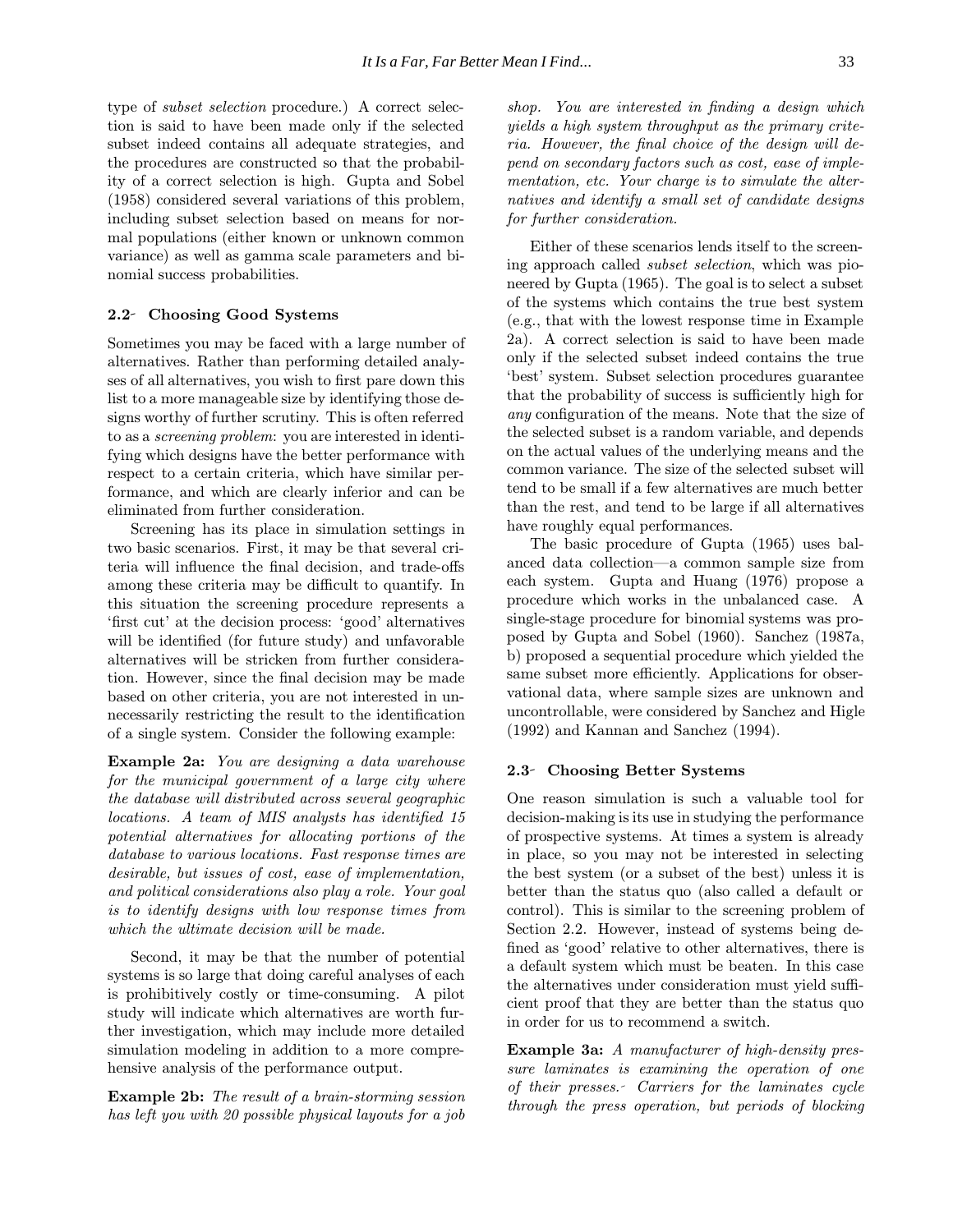type of *subset selection* procedure.) A correct selection is said to have been made only if the selected subset indeed contains all adequate strategies, and the procedures are constructed so that the probability of a correct selection is high. Gupta and Sobel (1958) considered several variations of this problem, including subset selection based on means for normal populations (either known or unknown common variance) as well as gamma scale parameters and binomial success probabilities.

### 2.2 Choosing Good Systems

Sometimes you may be faced with a large number of alternatives. Rather than performing detailed analyses of all alternatives, you wish to first pare down this list to a more manageable size by identifying those designs worthy of further scrutiny. This is often referred to as a *screening problem*: you are interested in identifying which designs have the better performance with respect to a certain criteria, which have similar performance, and which are clearly inferior and can be eliminated from further consideration.

Screening has its place in simulation settings in two basic scenarios. First, it may be that several criteria will influence the final decision, and trade-offs among these criteria may be difficult to quantify. In this situation the screening procedure represents a 'first cut' at the decision process: 'good' alternatives will be identified (for future study) and unfavorable alternatives will be stricken from further consideration. However, since the final decision may be made based on other criteria, you are not interested in unnecessarily restricting the result to the identification of a single system. Consider the following example:

**Example 2a:** *You are designing a data warehouse for the municipal government of a large city where the database will distributed across several geographic locations. A team of MIS analysts has identified 15 potential alternatives for allocating portions of the database to various locations. Fast response times are desirable, but issues of cost, ease of implementation, and political considerations also play a role. Your goal is to identify designs with low response times from which the ultimate decision will be made.*

Second, it may be that the number of potential systems is so large that doing careful analyses of each is prohibitively costly or time-consuming. A pilot study will indicate which alternatives are worth further investigation, which may include more detailed simulation modeling in addition to a more comprehensive analysis of the performance output.

**Example 2b:** *The result of a brain-storming session has left you with 20 possible physical layouts for a job shop. You are interested in finding a design which yields a high system throughput as the primary criteria. However, the final choice of the design will depend on secondary factors such as cost, ease of implementation, etc. Your charge is to simulate the alternatives and identify a small set of candidate designs for further consideration.*

Either of these scenarios lends itself to the screening approach called *subset selection*, which was pioneered by Gupta (1965). The goal is to select a subset of the systems which contains the true best system (e.g., that with the lowest response time in Example 2a). A correct selection is said to have been made only if the selected subset indeed contains the true 'best' system. Subset selection procedures guarantee that the probability of success is sufficiently high for *any* configuration of the means. Note that the size of the selected subset is a random variable, and depends on the actual values of the underlying means and the common variance. The size of the selected subset will tend to be small if a few alternatives are much better than the rest, and tend to be large if all alternatives have roughly equal performances.

The basic procedure of Gupta (1965) uses balanced data collection—a common sample size from each system. Gupta and Huang (1976) propose a procedure which works in the unbalanced case. A single-stage procedure for binomial systems was proposed by Gupta and Sobel (1960). Sanchez (1987a, b) proposed a sequential procedure which yielded the same subset more efficiently. Applications for observational data, where sample sizes are unknown and uncontrollable, were considered by Sanchez and Higle (1992) and Kannan and Sanchez (1994).

### 2.3 Choosing Better Systems

One reason simulation is such a valuable tool for decision-making is its use in studying the performance of prospective systems. At times a system is already in place, so you may not be interested in selecting the best system (or a subset of the best) unless it is better than the status quo (also called a default or control). This is similar to the screening problem of Section 2.2. However, instead of systems being defined as 'good' relative to other alternatives, there is a default system which must be beaten. In this case the alternatives under consideration must yield sufficient proof that they are better than the status quo in order for us to recommend a switch.

**Example 3a:** *A manufacturer of high-density pressure laminates is examining the operation of one of their presses. Carriers for the laminates cycle through the press operation, but periods of blocking*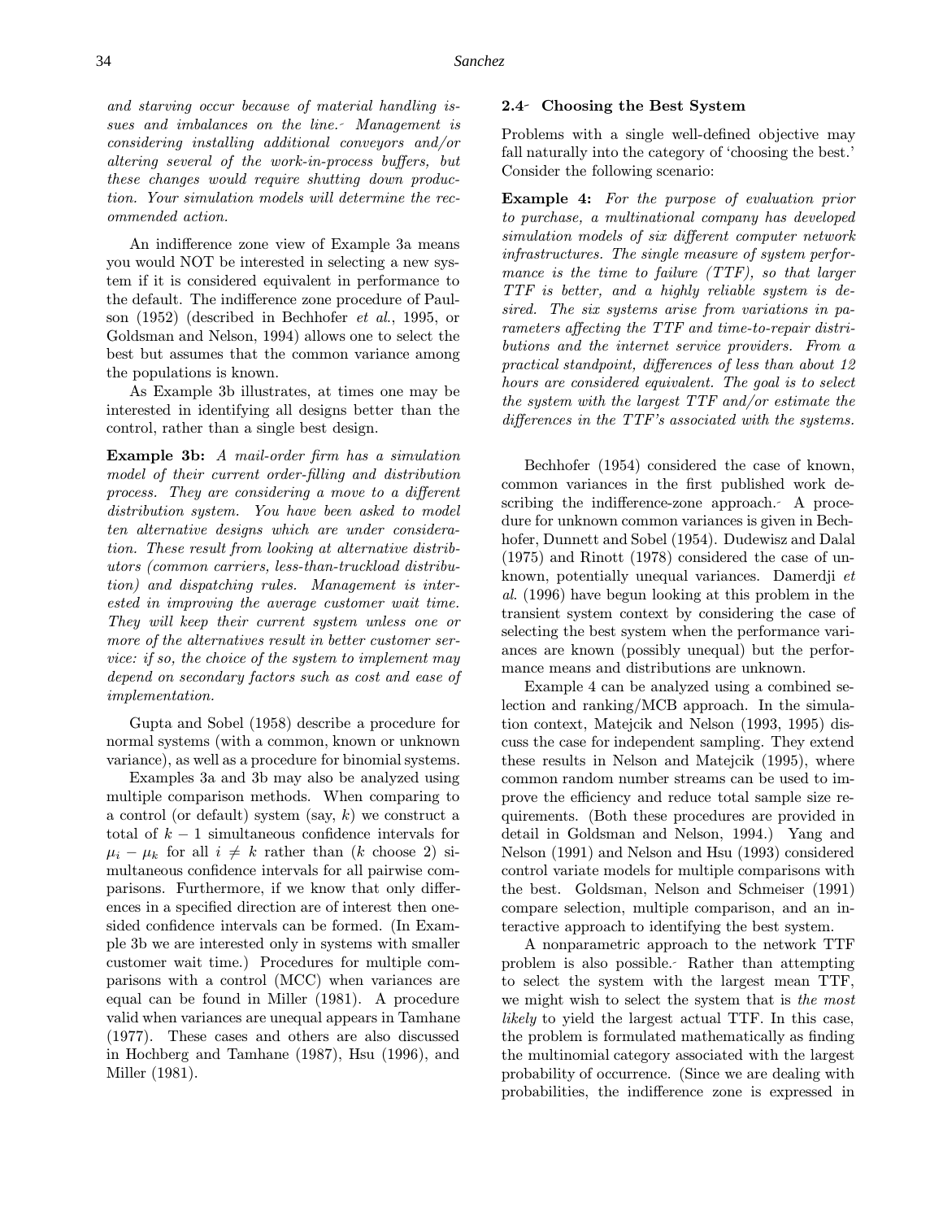*and starving occur because of material handling issues and imbalances on the line. Management is considering installing additional conveyors and/or altering several of the work-in-process buffers, but these changes would require shutting down production. Your simulation models will determine the recommended action.*

An indifference zone view of Example 3a means you would NOT be interested in selecting a new system if it is considered equivalent in performance to the default. The indifference zone procedure of Paulson (1952) (described in Bechhofer *et al.*, 1995, or Goldsman and Nelson, 1994) allows one to select the best but assumes that the common variance among the populations is known.

As Example 3b illustrates, at times one may be interested in identifying all designs better than the control, rather than a single best design.

**Example 3b:** *A mail-order firm has a simulation model of their current order-filling and distribution process. They are considering a move to a different distribution system. You have been asked to model ten alternative designs which are under consideration. These result from looking at alternative distributors (common carriers, less-than-truckload distribution) and dispatching rules. Management is interested in improving the average customer wait time. They will keep their current system unless one or more of the alternatives result in better customer service: if so, the choice of the system to implement may depend on secondary factors such as cost and ease of implementation.*

Gupta and Sobel (1958) describe a procedure for normal systems (with a common, known or unknown variance), as well as a procedure for binomial systems.

Examples 3a and 3b may also be analyzed using multiple comparison methods. When comparing to a control (or default) system (say, $k$) we construct a total of $k-1$ simultaneous confidence intervals for $\mu_i - \mu_k$ for all $i \neq k$ rather than ($k$ choose 2) simultaneous confidence intervals for all pairwise comparisons. Furthermore, if we know that only differences in a specified direction are of interest then one-sided confidence intervals can be formed. (In Example 3b we are interested only in systems with smaller customer wait time.) Procedures for multiple comparisons with a control (MCC) when variances are equal can be found in Miller (1981). A procedure valid when variances are unequal appears in Tamhane (1977). These cases and others are also discussed in Hochberg and Tamhane (1987), Hsu (1996), and Miller (1981).

### 2.4 Choosing the Best System

Problems with a single well-defined objective may fall naturally into the category of 'choosing the best.' Consider the following scenario:

**Example 4:** *For the purpose of evaluation prior to purchase, a multinational company has developed simulation models of six different computer network infrastructures. The single measure of system performance is the time to failure (TTF), so that larger TTF is better, and a highly reliable system is desired. The six systems arise from variations in parameters affecting the TTF and time-to-repair distributions and the internet service providers. From a practical standpoint, differences of less than about 12 hours are considered equivalent. The goal is to select the system with the largest TTF and/or estimate the differences in the TTF's associated with the systems.*

Bechhofer (1954) considered the case of known, common variances in the first published work describing the indifference-zone approach. A procedure for unknown common variances is given in Bechhofer, Dunnett and Sobel (1954). Dudewisz and Dalal (1975) and Rinott (1978) considered the case of unknown, potentially unequal variances. Damerdji *et al.* (1996) have begun looking at this problem in the transient system context by considering the case of selecting the best system when the performance variances are known (possibly unequal) but the performance means and distributions are unknown.

Example 4 can be analyzed using a combined selection and ranking/MCB approach. In the simulation context, Matejcik and Nelson (1993, 1995) discuss the case for independent sampling. They extend these results in Nelson and Matejcik (1995), where common random number streams can be used to improve the efficiency and reduce total sample size requirements. (Both these procedures are provided in detail in Goldsman and Nelson, 1994.) Yang and Nelson (1991) and Nelson and Hsu (1993) considered control variate models for multiple comparisons with the best. Goldsman, Nelson and Schmeiser (1991) compare selection, multiple comparison, and an interactive approach to identifying the best system.

A nonparametric approach to the network TTF problem is also possible. Rather than attempting to select the system with the largest mean TTF, we might wish to select the system that is *the most likely* to yield the largest actual TTF. In this case, the problem is formulated mathematically as finding the multinomial category associated with the largest probability of occurrence. (Since we are dealing with probabilities, the indifference zone is expressed in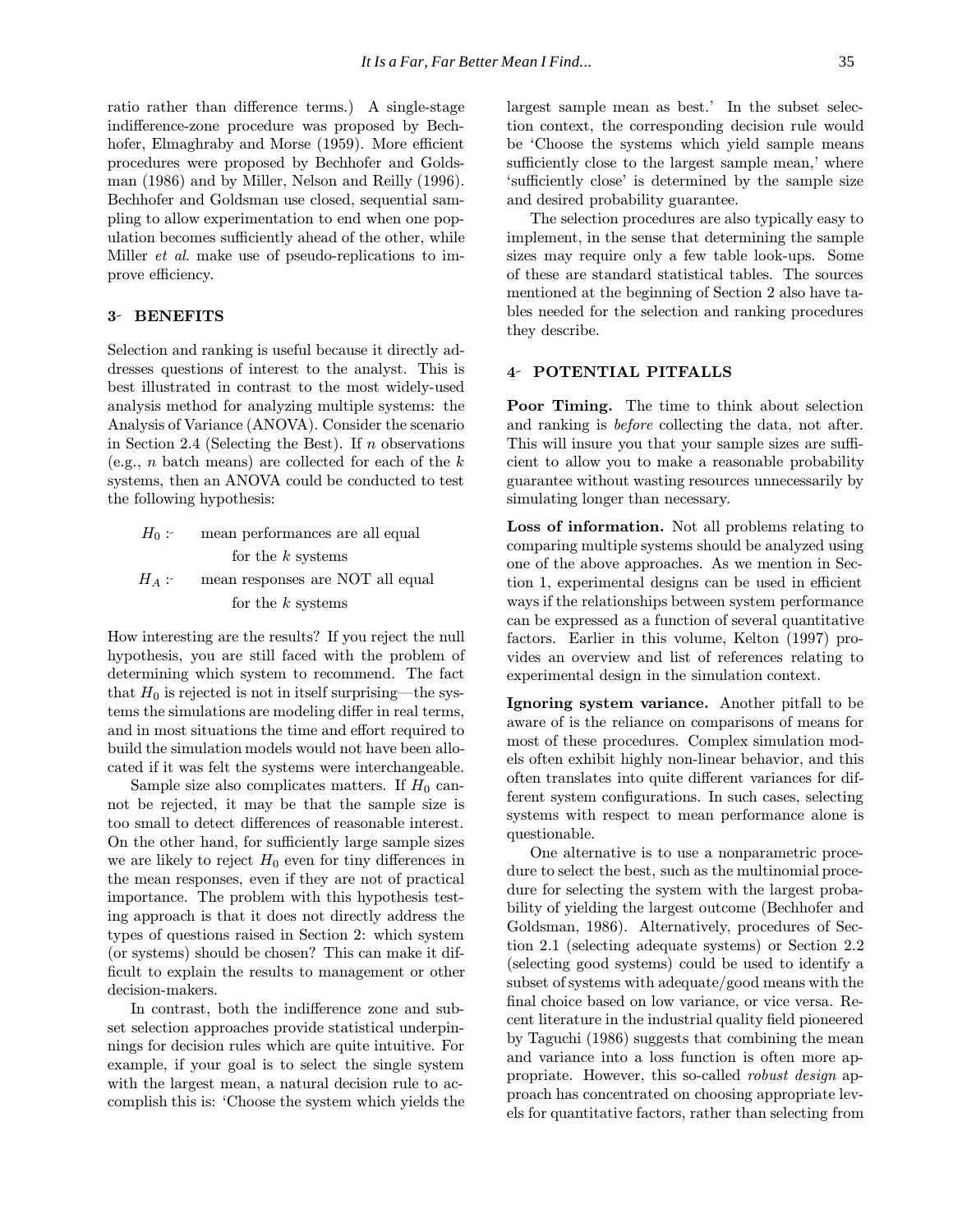ratio rather than difference terms.) A single-stage indifference-zone procedure was proposed by Bechhofer, Elmaghraby and Morse (1959). More efficient procedures were proposed by Bechhofer and Goldsman (1986) and by Miller, Nelson and Reilly (1996). Bechhofer and Goldsman use closed, sequential sampling to allow experimentation to end when one population becomes sufficiently ahead of the other, while Miller *et al.* make use of pseudo-replications to improve efficiency.

## 3 BENEFITS

Selection and ranking is useful because it directly addresses questions of interest to the analyst. This is best illustrated in contrast to the most widely-used analysis method for analyzing multiple systems: the Analysis of Variance (ANOVA). Consider the scenario in Section 2.4 (Selecting the Best). If $n$ observations (e.g., $n$ batch means) are collected for each of the $k$ systems, then an ANOVA could be conducted to test the following hypothesis:

$H_0$ : mean performances are all equal for the $k$ systems

$H_A$ : mean responses are NOT all equal for the $k$ systems

How interesting are the results? If you reject the null hypothesis, you are still faced with the problem of determining which system to recommend. The fact that $H_0$ is rejected is not in itself surprising—the systems the simulations are modeling differ in real terms, and in most situations the time and effort required to build the simulation models would not have been allocated if it was felt the systems were interchangeable.

Sample size also complicates matters. If $H_0$ cannot be rejected, it may be that the sample size is too small to detect differences of reasonable interest. On the other hand, for sufficiently large sample sizes we are likely to reject $H_0$ even for tiny differences in the mean responses, even if they are not of practical importance. The problem with this hypothesis testing approach is that it does not directly address the types of questions raised in Section 2: which system (or systems) should be chosen? This can make it difficult to explain the results to management or other decision-makers.

In contrast, both the indifference zone and subset selection approaches provide statistical underpinnings for decision rules which are quite intuitive. For example, if your goal is to select the single system with the largest mean, a natural decision rule to accomplish this is: 'Choose the system which yields the largest sample mean as best.' In the subset selection context, the corresponding decision rule would be 'Choose the systems which yield sample means sufficiently close to the largest sample mean,' where 'sufficiently close' is determined by the sample size and desired probability guarantee.

The selection procedures are also typically easy to implement, in the sense that determining the sample sizes may require only a few table look-ups. Some of these are standard statistical tables. The sources mentioned at the beginning of Section 2 also have tables needed for the selection and ranking procedures they describe.

## 4 POTENTIAL PITFALLS

**Poor Timing.** The time to think about selection and ranking is *before* collecting the data, not after. This will insure you that your sample sizes are sufficient to allow you to make a reasonable probability guarantee without wasting resources unnecessarily by simulating longer than necessary.

**Loss of information.** Not all problems relating to comparing multiple systems should be analyzed using one of the above approaches. As we mention in Section 1, experimental designs can be used in efficient ways if the relationships between system performance can be expressed as a function of several quantitative factors. Earlier in this volume, Kelton (1997) provides an overview and list of references relating to experimental design in the simulation context.

**Ignoring system variance.** Another pitfall to be aware of is the reliance on comparisons of means for most of these procedures. Complex simulation models often exhibit highly non-linear behavior, and this often translates into quite different variances for different system configurations. In such cases, selecting systems with respect to mean performance alone is questionable.

One alternative is to use a nonparametric procedure to select the best, such as the multinomial procedure for selecting the system with the largest probability of yielding the largest outcome (Bechhofer and Goldsman, 1986). Alternatively, procedures of Section 2.1 (selecting adequate systems) or Section 2.2 (selecting good systems) could be used to identify a subset of systems with adequate/good means with the final choice based on low variance, or vice versa. Recent literature in the industrial quality field pioneered by Taguchi (1986) suggests that combining the mean and variance into a loss function is often more appropriate. However, this so-called *robust design* approach has concentrated on choosing appropriate levels for quantitative factors, rather than selecting from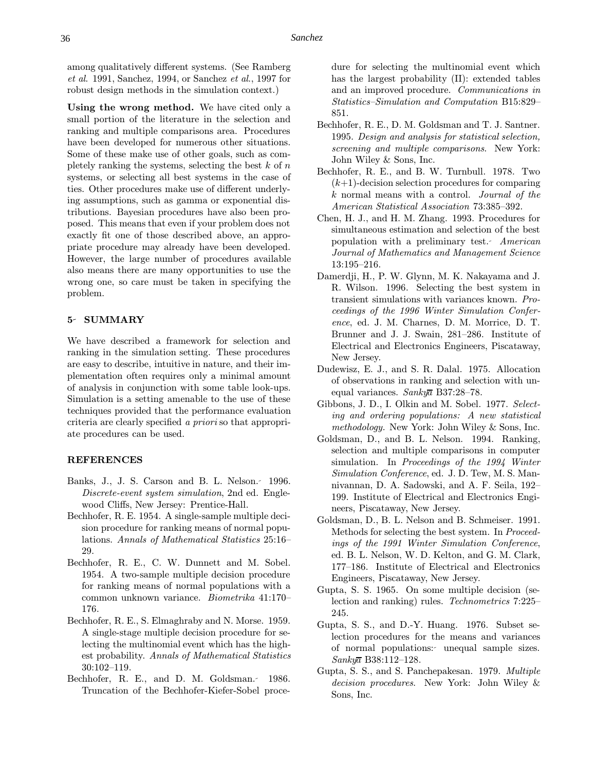among qualitatively different systems. (See Ramberg *et al.* 1991, Sanchez, 1994, or Sanchez *et al.*, 1997 for robust design methods in the simulation context.)

**Using the wrong method.** We have cited only a small portion of the literature in the selection and ranking and multiple comparisons area. Procedures have been developed for numerous other situations. Some of these make use of other goals, such as completely ranking the systems, selecting the best $k$ of $n$ systems, or selecting all best systems in the case of ties. Other procedures make use of different underlying assumptions, such as gamma or exponential distributions. Bayesian procedures have also been proposed. This means that even if your problem does not exactly fit one of those described above, an appropriate procedure may already have been developed. However, the large number of procedures available also means there are many opportunities to use the wrong one, so care must be taken in specifying the problem.

## 5 SUMMARY

We have described a framework for selection and ranking in the simulation setting. These procedures are easy to describe, intuitive in nature, and their implementation often requires only a minimal amount of analysis in conjunction with some table look-ups. Simulation is a setting amenable to the use of these techniques provided that the performance evaluation criteria are clearly specified *a priori* so that appropriate procedures can be used.

## REFERENCES

Banks, J., J. S. Carson and B. L. Nelson. 1996. *Discrete-event system simulation*, 2nd ed. Englewood Cliffs, New Jersey: Prentice-Hall.

Bechhofer, R. E. 1954. A single-sample multiple decision procedure for ranking means of normal populations. *Annals of Mathematical Statistics* 25:16–29.

Bechhofer, R. E., C. W. Dunnett and M. Sobel. 1954. A two-sample multiple decision procedure for ranking means of normal populations with a common unknown variance. *Biometrika* 41:170–176.

Bechhofer, R. E., S. Elmaghraby and N. Morse. 1959. A single-stage multiple decision procedure for selecting the multinomial event which has the highest probability. *Annals of Mathematical Statistics* 30:102–119.

Bechhofer, R. E., and D. M. Goldsman. 1986. Truncation of the Bechhofer-Kiefer-Sobel procedure for selecting the multinomial event which has the largest probability (II): extended tables and an improved procedure. *Communications in Statistics–Simulation and Computation* B15:829–851.

Bechhofer, R. E., D. M. Goldsman and T. J. Santner. 1995. *Design and analysis for statistical selection, screening and multiple comparisons*. New York: John Wiley & Sons, Inc.

Bechhofer, R. E., and B. W. Turnbull. 1978. Two $(k+1)$-decision selection procedures for comparing $k$ normal means with a control. *Journal of the American Statistical Association* 73:385–392.

Chen, H. J., and H. M. Zhang. 1993. Procedures for simultaneous estimation and selection of the best population with a preliminary test. *American Journal of Mathematics and Management Science* 13:195–216.

Damerdji, H., P. W. Glynn, M. K. Nakayama and J. R. Wilson. 1996. Selecting the best system in transient simulations with variances known. *Proceedings of the 1996 Winter Simulation Conference*, ed. J. M. Charnes, D. M. Morrice, D. T. Brunner and J. J. Swain, 281–286. Institute of Electrical and Electronics Engineers, Piscataway, New Jersey.

Dudewisz, E. J., and S. R. Dalal. 1975. Allocation of observations in ranking and selection with unequal variances. *Sankyā* B37:28–78.

Gibbons, J. D., I. Olkin and M. Sobel. 1977. *Selecting and ordering populations: A new statistical methodology.* New York: John Wiley & Sons, Inc.

Goldsman, D., and B. L. Nelson. 1994. Ranking, selection and multiple comparisons in computer simulation. In *Proceedings of the 1994 Winter Simulation Conference*, ed. J. D. Tew, M. S. Mannivannan, D. A. Sadowski, and A. F. Seila, 192–199. Institute of Electrical and Electronics Engineers, Piscataway, New Jersey.

Goldsman, D., B. L. Nelson and B. Schmeiser. 1991. Methods for selecting the best system. In *Proceedings of the 1991 Winter Simulation Conference*, ed. B. L. Nelson, W. D. Kelton, and G. M. Clark, 177–186. Institute of Electrical and Electronics Engineers, Piscataway, New Jersey.

Gupta, S. S. 1965. On some multiple decision (selection and ranking) rules. *Technometrics* 7:225–245.

Gupta, S. S., and D.-Y. Huang. 1976. Subset selection procedures for the means and variances of normal populations: unequal sample sizes. *Sankyā* B38:112–128.

Gupta, S. S., and S. Panchepakesan. 1979. *Multiple decision procedures.* New York: John Wiley & Sons, Inc.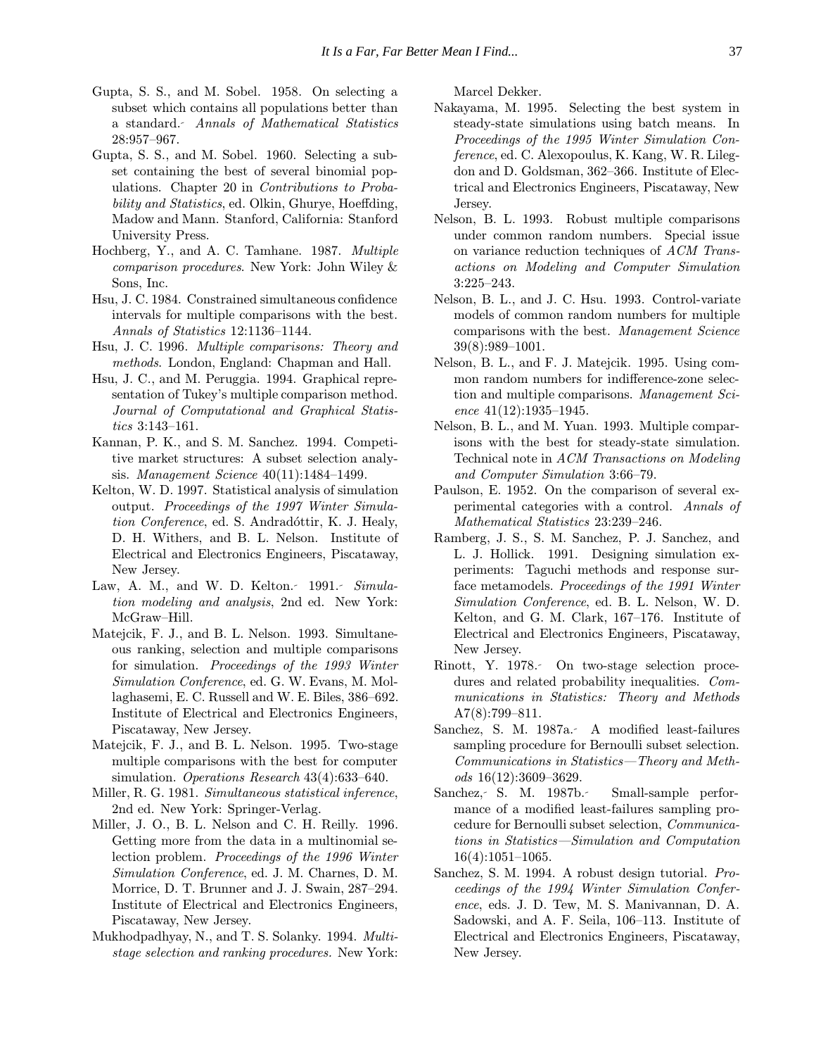Gupta, S. S., and M. Sobel. 1958. On selecting a subset which contains all populations better than a standard. *Annals of Mathematical Statistics* 28:957–967.

Gupta, S. S., and M. Sobel. 1960. Selecting a subset containing the best of several binomial populations. Chapter 20 in *Contributions to Probability and Statistics*, ed. Olkin, Ghurye, Hoeffding, Madow and Mann. Stanford, California: Stanford University Press.

Hochberg, Y., and A. C. Tamhane. 1987. *Multiple comparison procedures*. New York: John Wiley & Sons, Inc.

Hsu, J. C. 1984. Constrained simultaneous confidence intervals for multiple comparisons with the best. *Annals of Statistics* 12:1136–1144.

Hsu, J. C. 1996. *Multiple comparisons: Theory and methods*. London, England: Chapman and Hall.

Hsu, J. C., and M. Peruggia. 1994. Graphical representation of Tukey's multiple comparison method. *Journal of Computational and Graphical Statistics* 3:143–161.

Kannan, P. K., and S. M. Sanchez. 1994. Competitive market structures: A subset selection analysis. *Management Science* 40(11):1484–1499.

Kelton, W. D. 1997. Statistical analysis of simulation output. *Proceedings of the 1997 Winter Simulation Conference*, ed. S. Andradóttir, K. J. Healy, D. H. Withers, and B. L. Nelson. Institute of Electrical and Electronics Engineers, Piscataway, New Jersey.

Law, A. M., and W. D. Kelton. 1991. *Simulation modeling and analysis*, 2nd ed. New York: McGraw–Hill.

Matejcik, F. J., and B. L. Nelson. 1993. Simultaneous ranking, selection and multiple comparisons for simulation. *Proceedings of the 1993 Winter Simulation Conference*, ed. G. W. Evans, M. Mollaghasemi, E. C. Russell and W. E. Biles, 386–692. Institute of Electrical and Electronics Engineers, Piscataway, New Jersey.

Matejcik, F. J., and B. L. Nelson. 1995. Two-stage multiple comparisons with the best for computer simulation. *Operations Research* 43(4):633–640.

Miller, R. G. 1981. *Simultaneous statistical inference*, 2nd ed. New York: Springer-Verlag.

Miller, J. O., B. L. Nelson and C. H. Reilly. 1996. Getting more from the data in a multinomial selection problem. *Proceedings of the 1996 Winter Simulation Conference*, ed. J. M. Charnes, D. M. Morrice, D. T. Brunner and J. J. Swain, 287–294. Institute of Electrical and Electronics Engineers, Piscataway, New Jersey.

Mukhodpadhyay, N., and T. S. Solanky. 1994. *Multistage selection and ranking procedures*. New York: Marcel Dekker.

Nakayama, M. 1995. Selecting the best system in steady-state simulations using batch means. In *Proceedings of the 1995 Winter Simulation Conference*, ed. C. Alexopoulus, K. Kang, W. R. Lilegdon and D. Goldsman, 362–366. Institute of Electrical and Electronics Engineers, Piscataway, New Jersey.

Nelson, B. L. 1993. Robust multiple comparisons under common random numbers. Special issue on variance reduction techniques of *ACM Transactions on Modeling and Computer Simulation* 3:225–243.

Nelson, B. L., and J. C. Hsu. 1993. Control-variate models of common random numbers for multiple comparisons with the best. *Management Science* 39(8):989–1001.

Nelson, B. L., and F. J. Matejcik. 1995. Using common random numbers for indifference-zone selection and multiple comparisons. *Management Science* 41(12):1935–1945.

Nelson, B. L., and M. Yuan. 1993. Multiple comparisons with the best for steady-state simulation. Technical note in *ACM Transactions on Modeling and Computer Simulation* 3:66–79.

Paulson, E. 1952. On the comparison of several experimental categories with a control. *Annals of Mathematical Statistics* 23:239–246.

Ramberg, J. S., S. M. Sanchez, P. J. Sanchez, and L. J. Hollick. 1991. Designing simulation experiments: Taguchi methods and response surface metamodels. *Proceedings of the 1991 Winter Simulation Conference*, ed. B. L. Nelson, W. D. Kelton, and G. M. Clark, 167–176. Institute of Electrical and Electronics Engineers, Piscataway, New Jersey.

Rinott, Y. 1978. On two-stage selection procedures and related probability inequalities. *Communications in Statistics: Theory and Methods* A7(8):799–811.

Sanchez, S. M. 1987a. A modified least-failures sampling procedure for Bernoulli subset selection. *Communications in Statistics—Theory and Methods* 16(12):3609–3629.

Sanchez, S. M. 1987b. Small-sample performance of a modified least-failures sampling procedure for Bernoulli subset selection, *Communications in Statistics—Simulation and Computation* 16(4):1051–1065.

Sanchez, S. M. 1994. A robust design tutorial. *Proceedings of the 1994 Winter Simulation Conference*, eds. J. D. Tew, M. S. Manivannan, D. A. Sadowski, and A. F. Seila, 106–113. Institute of Electrical and Electronics Engineers, Piscataway, New Jersey.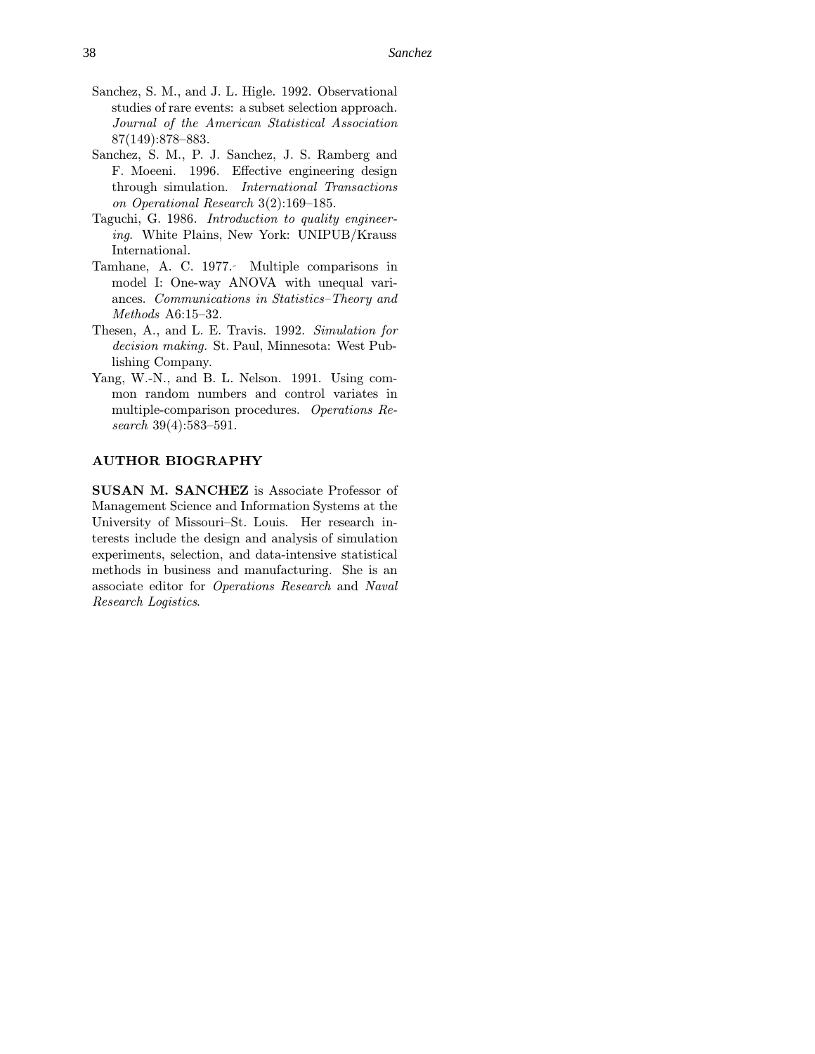Sanchez, S. M., and J. L. Higle. 1992. Observational studies of rare events: a subset selection approach. *Journal of the American Statistical Association* 87(149):878–883.

Sanchez, S. M., P. J. Sanchez, J. S. Ramberg and F. Moeeni. 1996. Effective engineering design through simulation. *International Transactions on Operational Research* 3(2):169–185.

Taguchi, G. 1986. *Introduction to quality engineering*. White Plains, New York: UNIPUB/Krauss International.

Tamhane, A. C. 1977. Multiple comparisons in model I: One-way ANOVA with unequal variances. *Communications in Statistics–Theory and Methods* A6:15–32.

Thesen, A., and L. E. Travis. 1992. *Simulation for decision making.* St. Paul, Minnesota: West Publishing Company.

Yang, W.-N., and B. L. Nelson. 1991. Using common random numbers and control variates in multiple-comparison procedures. *Operations Research* 39(4):583–591.

## AUTHOR BIOGRAPHY

**SUSAN M. SANCHEZ** is Associate Professor of Management Science and Information Systems at the University of Missouri–St. Louis. Her research interests include the design and analysis of simulation experiments, selection, and data-intensive statistical methods in business and manufacturing. She is an associate editor for *Operations Research* and *Naval Research Logistics*.